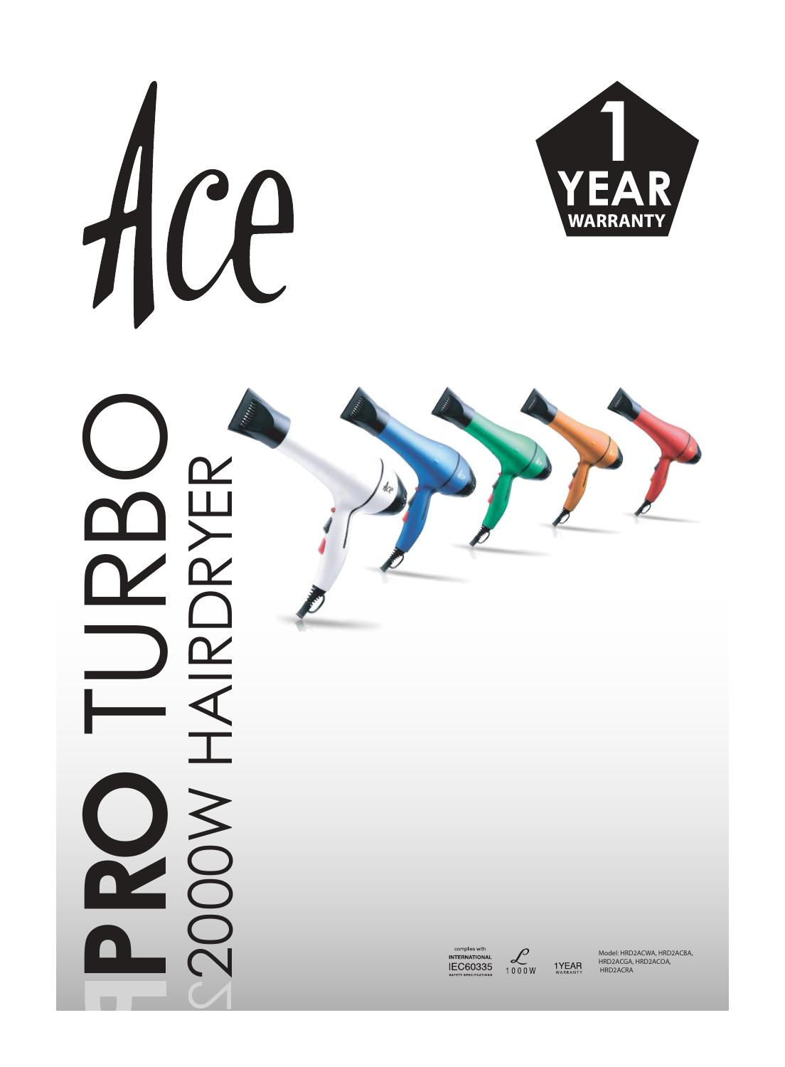# Ace

**1 YEAR WARRANTY**

# PRO TURBO

## 2000W HAIRDRYER

complies with INTERNATIONAL IEC60335 SAFETY SPECIFICATIONS

1000W

1YEAR WARRANTY

Model: HRD2ACWA, HRD2ACBA, HRD2ACGA, HRD2ACOA, HRD2ACRA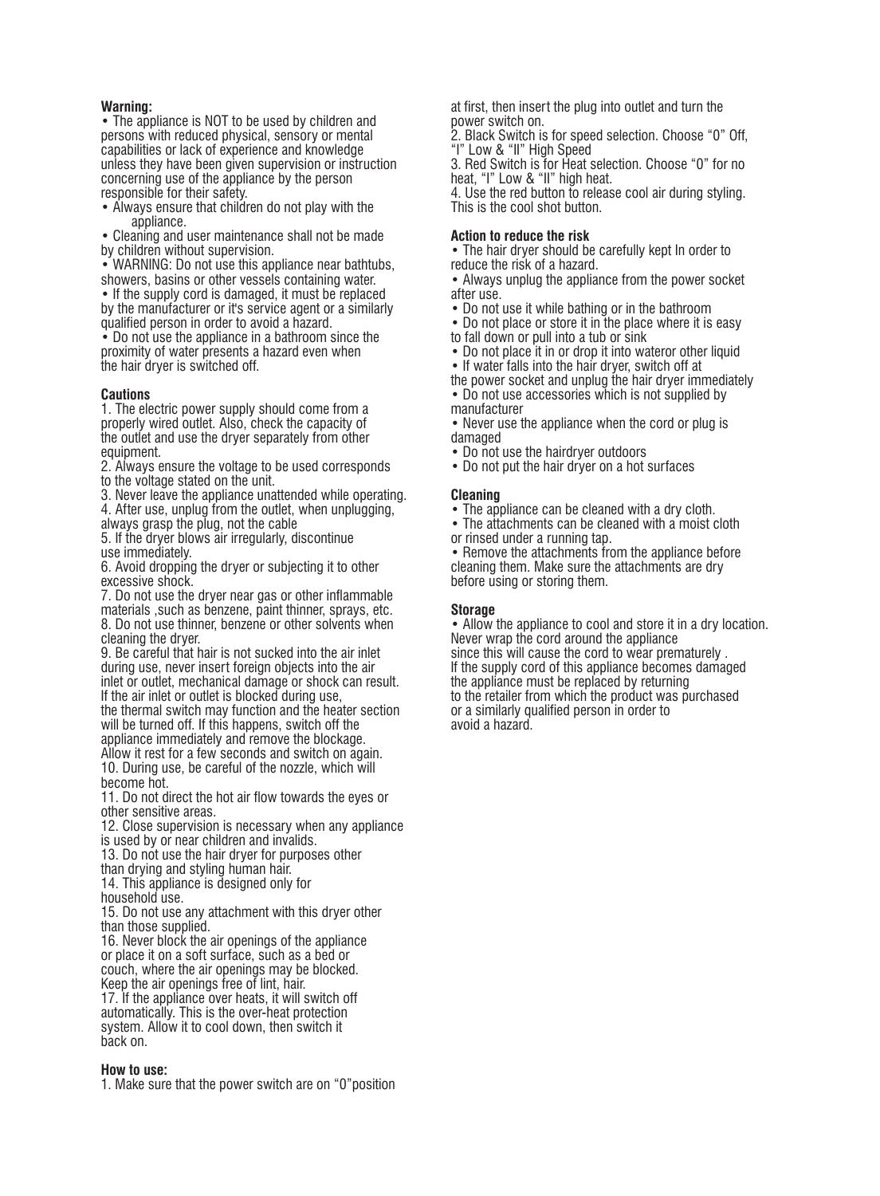**Warning:**

- The appliance is NOT to be used by children and persons with reduced physical, sensory or mental capabilities or lack of experience and knowledge unless they have been given supervision or instruction concerning use of the appliance by the person responsible for their safety.
- Always ensure that children do not play with the appliance.
- Cleaning and user maintenance shall not be made by children without supervision.
- WARNING: Do not use this appliance near bathtubs, showers, basins or other vessels containing water.
- If the supply cord is damaged, it must be replaced by the manufacturer or it's service agent or a similarly qualified person in order to avoid a hazard.
- Do not use the appliance in a bathroom since the proximity of water presents a hazard even when the hair dryer is switched off.

**Cautions**

1. The electric power supply should come from a properly wired outlet. Also, check the capacity of the outlet and use the dryer separately from other equipment.
2. Always ensure the voltage to be used corresponds to the voltage stated on the unit.
3. Never leave the appliance unattended while operating.
4. After use, unplug from the outlet, when unplugging, always grasp the plug, not the cable
5. If the dryer blows air irregularly, discontinue use immediately.
6. Avoid dropping the dryer or subjecting it to other excessive shock.
7. Do not use the dryer near gas or other inflammable materials ,such as benzene, paint thinner, sprays, etc.
8. Do not use thinner, benzene or other solvents when cleaning the dryer.
9. Be careful that hair is not sucked into the air inlet during use, never insert foreign objects into the air inlet or outlet, mechanical damage or shock can result. If the air inlet or outlet is blocked during use, the thermal switch may function and the heater section will be turned off. If this happens, switch off the appliance immediately and remove the blockage. Allow it rest for a few seconds and switch on again.
10. During use, be careful of the nozzle, which will become hot.
11. Do not direct the hot air flow towards the eyes or other sensitive areas.
12. Close supervision is necessary when any appliance is used by or near children and invalids.
13. Do not use the hair dryer for purposes other than drying and styling human hair.
14. This appliance is designed only for household use.
15. Do not use any attachment with this dryer other than those supplied.
16. Never block the air openings of the appliance or place it on a soft surface, such as a bed or couch, where the air openings may be blocked. Keep the air openings free of lint, hair.
17. If the appliance over heats, it will switch off automatically. This is the over-heat protection system. Allow it to cool down, then switch it back on.

**How to use:**

1. Make sure that the power switch are on "0"position at first, then insert the plug into outlet and turn the power switch on.
2. Black Switch is for speed selection. Choose "0" Off, "I" Low & "II" High Speed
3. Red Switch is for Heat selection. Choose "0" for no heat, "I" Low & "II" high heat.
4. Use the red button to release cool air during styling. This is the cool shot button.

**Action to reduce the risk**

- The hair dryer should be carefully kept In order to reduce the risk of a hazard.
- Always unplug the appliance from the power socket after use.
- Do not use it while bathing or in the bathroom
- Do not place or store it in the place where it is easy to fall down or pull into a tub or sink
- Do not place it in or drop it into wateror other liquid
- If water falls into the hair dryer, switch off at the power socket and unplug the hair dryer immediately
- Do not use accessories which is not supplied by manufacturer
- Never use the appliance when the cord or plug is damaged
- Do not use the hairdryer outdoors
- Do not put the hair dryer on a hot surfaces

**Cleaning**

- The appliance can be cleaned with a dry cloth.
- The attachments can be cleaned with a moist cloth or rinsed under a running tap.
- Remove the attachments from the appliance before cleaning them. Make sure the attachments are dry before using or storing them.

**Storage**

- Allow the appliance to cool and store it in a dry location. Never wrap the cord around the appliance since this will cause the cord to wear prematurely . If the supply cord of this appliance becomes damaged the appliance must be replaced by returning to the retailer from which the product was purchased or a similarly qualified person in order to avoid a hazard.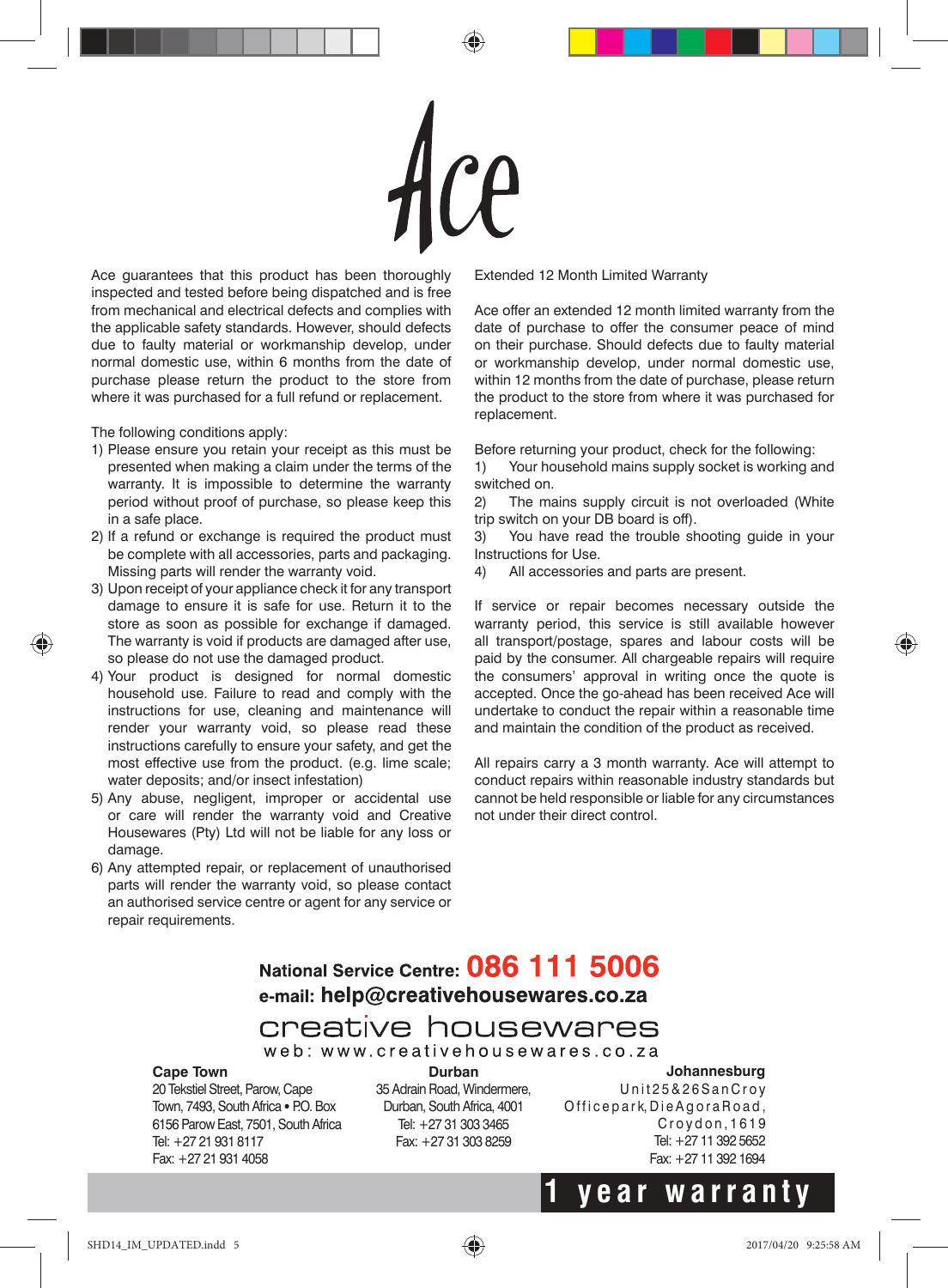# Ace

Ace guarantees that this product has been thoroughly inspected and tested before being dispatched and is free from mechanical and electrical defects and complies with the applicable safety standards. However, should defects due to faulty material or workmanship develop, under normal domestic use, within 6 months from the date of purchase please return the product to the store from where it was purchased for a full refund or replacement.

The following conditions apply:

1) Please ensure you retain your receipt as this must be presented when making a claim under the terms of the warranty. It is impossible to determine the warranty period without proof of purchase, so please keep this in a safe place.
2) If a refund or exchange is required the product must be complete with all accessories, parts and packaging. Missing parts will render the warranty void.
3) Upon receipt of your appliance check it for any transport damage to ensure it is safe for use. Return it to the store as soon as possible for exchange if damaged. The warranty is void if products are damaged after use, so please do not use the damaged product.
4) Your product is designed for normal domestic household use. Failure to read and comply with the instructions for use, cleaning and maintenance will render your warranty void, so please read these instructions carefully to ensure your safety, and get the most effective use from the product. (e.g. lime scale; water deposits; and/or insect infestation)
5) Any abuse, negligent, improper or accidental use or care will render the warranty void and Creative Housewares (Pty) Ltd will not be liable for any loss or damage.
6) Any attempted repair, or replacement of unauthorised parts will render the warranty void, so please contact an authorised service centre or agent for any service or repair requirements.

Extended 12 Month Limited Warranty

Ace offer an extended 12 month limited warranty from the date of purchase to offer the consumer peace of mind on their purchase. Should defects due to faulty material or workmanship develop, under normal domestic use, within 12 months from the date of purchase, please return the product to the store from where it was purchased for replacement.

Before returning your product, check for the following:

1) Your household mains supply socket is working and switched on.
2) The mains supply circuit is not overloaded (White trip switch on your DB board is off).
3) You have read the trouble shooting guide in your Instructions for Use.
4) All accessories and parts are present.

If service or repair becomes necessary outside the warranty period, this service is still available however all transport/postage, spares and labour costs will be paid by the consumer. All chargeable repairs will require the consumers' approval in writing once the quote is accepted. Once the go-ahead has been received Ace will undertake to conduct the repair within a reasonable time and maintain the condition of the product as received.

All repairs carry a 3 month warranty. Ace will attempt to conduct repairs within reasonable industry standards but cannot be held responsible or liable for any circumstances not under their direct control.

**National Service Centre: 086 111 5006**

**e-mail: help@creativehousewares.co.za**

creative housewares

web: www.creativehousewares.co.za

**Cape Town**
20 Tekstiel Street, Parow, Cape Town, 7493, South Africa • P.O. Box 6156 Parow East, 7501, South Africa
Tel: +27 21 931 8117
Fax: +27 21 931 4058

**Durban**
35 Adrain Road, Windermere, Durban, South Africa, 4001
Tel: +27 31 303 3465
Fax: +27 31 303 8259

**Johannesburg**
Unit 25 & 26 San Croy Office park, Die Agora Road, Croydon, 1619
Tel: +27 11 392 5652
Fax: +27 11 392 1694

**1 year warranty**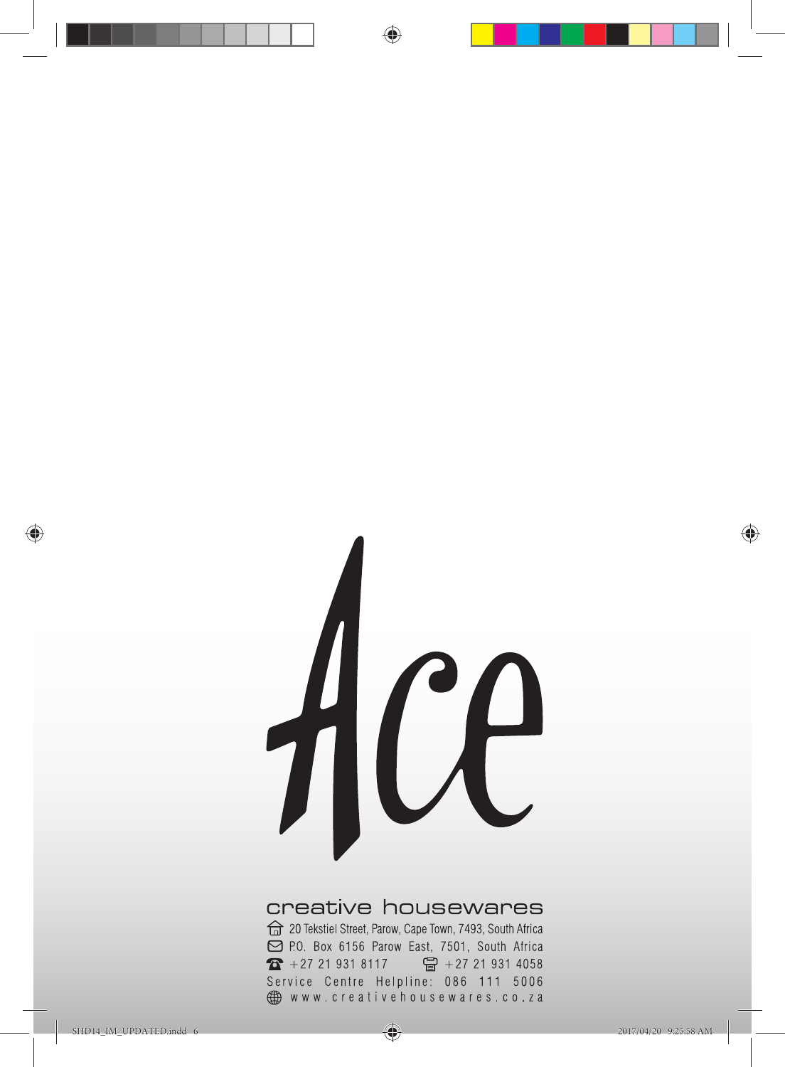Ace

creative housewares

20 Tekstiel Street, Parow, Cape Town, 7493, South Africa

P.O. Box 6156 Parow East, 7501, South Africa

+27 21 931 8117 +27 21 931 4058

Service Centre Helpline: 086 111 5006

www.creativehousewares.co.za